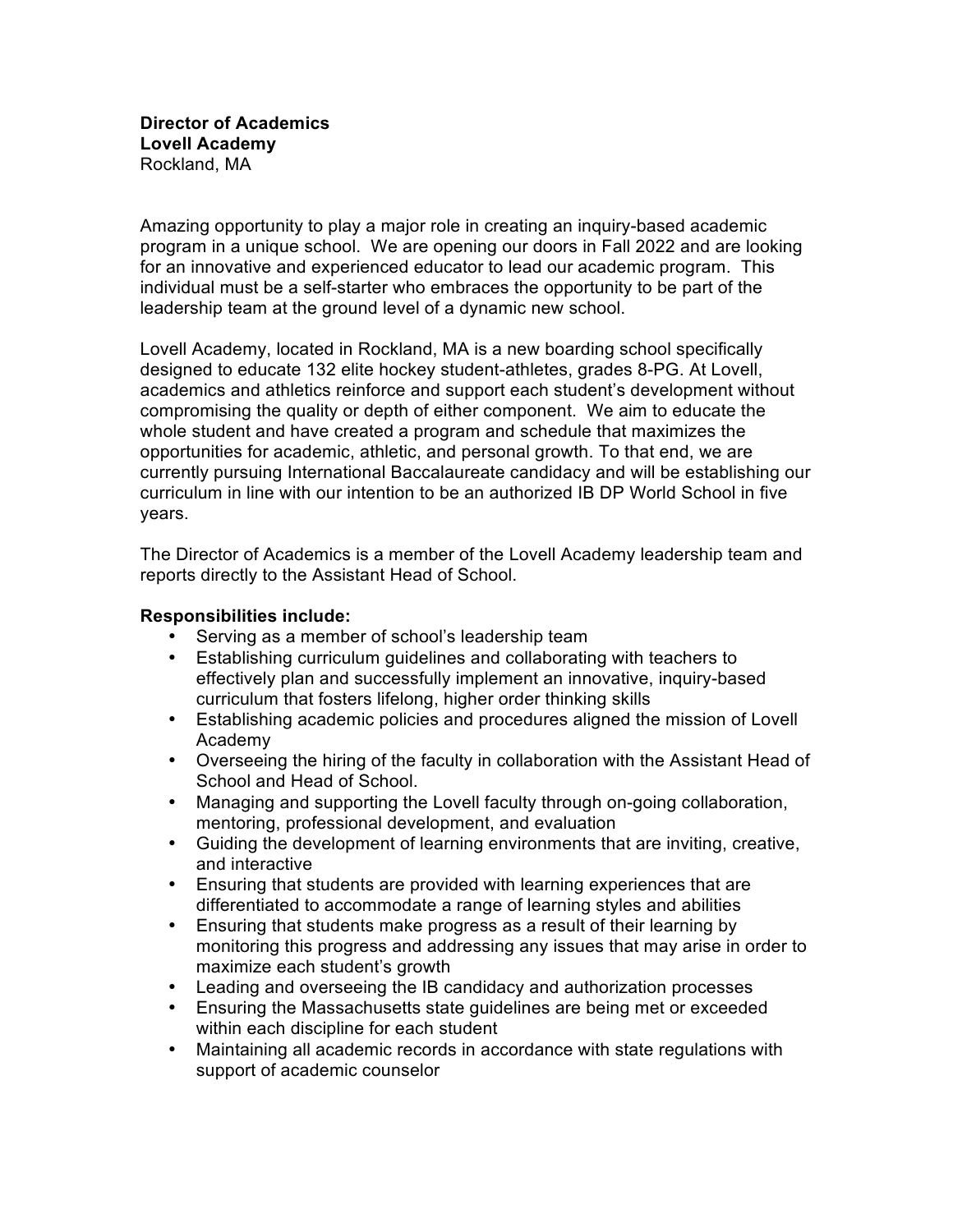**Director of Academics**
**Lovell Academy**
Rockland, MA

Amazing opportunity to play a major role in creating an inquiry-based academic program in a unique school. We are opening our doors in Fall 2022 and are looking for an innovative and experienced educator to lead our academic program. This individual must be a self-starter who embraces the opportunity to be part of the leadership team at the ground level of a dynamic new school.

Lovell Academy, located in Rockland, MA is a new boarding school specifically designed to educate 132 elite hockey student-athletes, grades 8-PG. At Lovell, academics and athletics reinforce and support each student's development without compromising the quality or depth of either component. We aim to educate the whole student and have created a program and schedule that maximizes the opportunities for academic, athletic, and personal growth. To that end, we are currently pursuing International Baccalaureate candidacy and will be establishing our curriculum in line with our intention to be an authorized IB DP World School in five years.

The Director of Academics is a member of the Lovell Academy leadership team and reports directly to the Assistant Head of School.

**Responsibilities include:**

- Serving as a member of school's leadership team
- Establishing curriculum guidelines and collaborating with teachers to effectively plan and successfully implement an innovative, inquiry-based curriculum that fosters lifelong, higher order thinking skills
- Establishing academic policies and procedures aligned the mission of Lovell Academy
- Overseeing the hiring of the faculty in collaboration with the Assistant Head of School and Head of School.
- Managing and supporting the Lovell faculty through on-going collaboration, mentoring, professional development, and evaluation
- Guiding the development of learning environments that are inviting, creative, and interactive
- Ensuring that students are provided with learning experiences that are differentiated to accommodate a range of learning styles and abilities
- Ensuring that students make progress as a result of their learning by monitoring this progress and addressing any issues that may arise in order to maximize each student's growth
- Leading and overseeing the IB candidacy and authorization processes
- Ensuring the Massachusetts state guidelines are being met or exceeded within each discipline for each student
- Maintaining all academic records in accordance with state regulations with support of academic counselor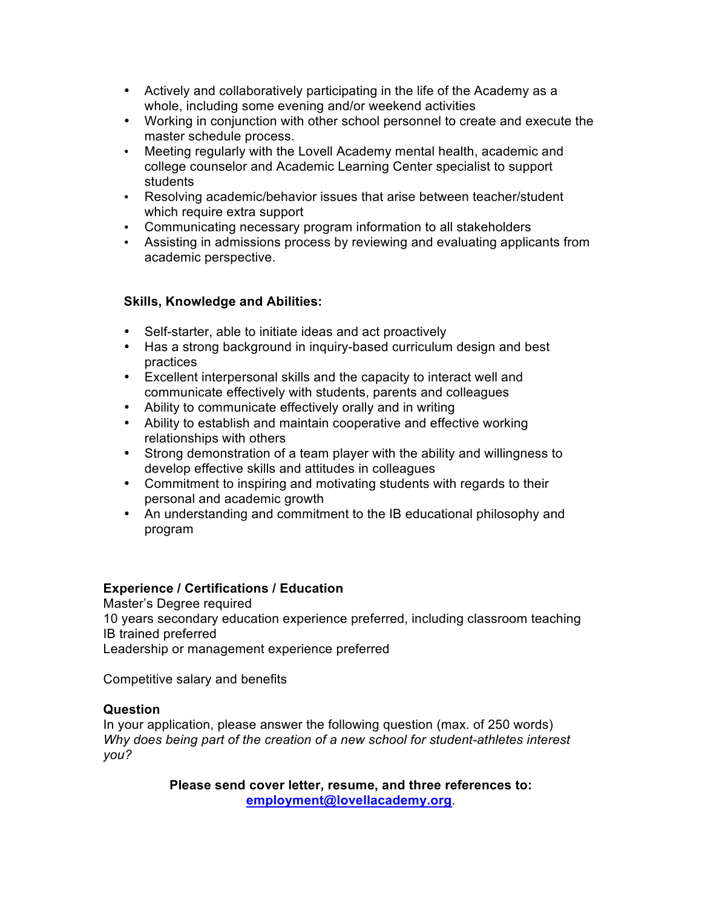- Actively and collaboratively participating in the life of the Academy as a whole, including some evening and/or weekend activities
- Working in conjunction with other school personnel to create and execute the master schedule process.
- Meeting regularly with the Lovell Academy mental health, academic and college counselor and Academic Learning Center specialist to support students
- Resolving academic/behavior issues that arise between teacher/student which require extra support
- Communicating necessary program information to all stakeholders
- Assisting in admissions process by reviewing and evaluating applicants from academic perspective.

**Skills, Knowledge and Abilities:**

- Self-starter, able to initiate ideas and act proactively
- Has a strong background in inquiry-based curriculum design and best practices
- Excellent interpersonal skills and the capacity to interact well and communicate effectively with students, parents and colleagues
- Ability to communicate effectively orally and in writing
- Ability to establish and maintain cooperative and effective working relationships with others
- Strong demonstration of a team player with the ability and willingness to develop effective skills and attitudes in colleagues
- Commitment to inspiring and motivating students with regards to their personal and academic growth
- An understanding and commitment to the IB educational philosophy and program

**Experience / Certifications / Education**

Master's Degree required
10 years secondary education experience preferred, including classroom teaching
IB trained preferred
Leadership or management experience preferred

Competitive salary and benefits

**Question**

In your application, please answer the following question (max. of 250 words)
*Why does being part of the creation of a new school for student-athletes interest you?*

**Please send cover letter, resume, and three references to:**
employment@lovellacademy.org.